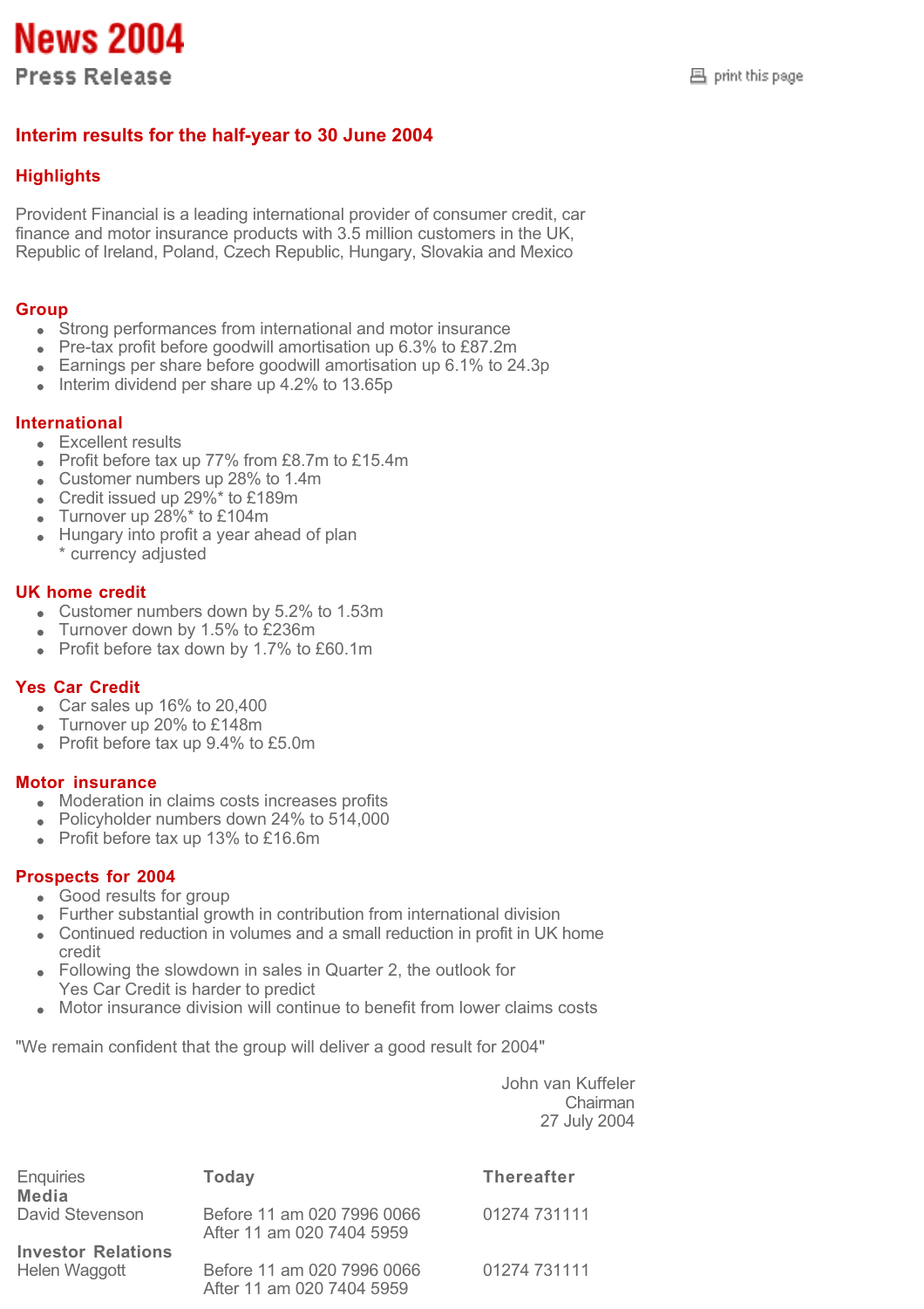# News 2004

## Press Release

print this page

### Interim results for the half-year to 30 June 2004

### Highlights

Provident Financial is a leading international provider of consumer credit, car finance and motor insurance products with 3.5 million customers in the UK, Republic of Ireland, Poland, Czech Republic, Hungary, Slovakia and Mexico

### Group

- Strong performances from international and motor insurance
- Pre-tax profit before goodwill amortisation up 6.3% to £87.2m
- Earnings per share before goodwill amortisation up 6.1% to 24.3p
- Interim dividend per share up 4.2% to 13.65p

### International

- Excellent results
- Profit before tax up 77% from £8.7m to £15.4m
- Customer numbers up 28% to 1.4m
- Credit issued up 29%* to £189m
- Turnover up 28%* to £104m
- Hungary into profit a year ahead of plan
  \* currency adjusted

### UK home credit

- Customer numbers down by 5.2% to 1.53m
- Turnover down by 1.5% to £236m
- Profit before tax down by 1.7% to £60.1m

### Yes Car Credit

- Car sales up 16% to 20,400
- Turnover up 20% to £148m
- Profit before tax up 9.4% to £5.0m

### Motor insurance

- Moderation in claims costs increases profits
- Policyholder numbers down 24% to 514,000
- Profit before tax up 13% to £16.6m

### Prospects for 2004

- Good results for group
- Further substantial growth in contribution from international division
- Continued reduction in volumes and a small reduction in profit in UK home credit
- Following the slowdown in sales in Quarter 2, the outlook for Yes Car Credit is harder to predict
- Motor insurance division will continue to benefit from lower claims costs

"We remain confident that the group will deliver a good result for 2004"

John van Kuffeler
Chairman
27 July 2004

| Enquiries | Today | Thereafter |
|---|---|---|
| **Media** | | |
| David Stevenson | Before 11 am 020 7996 0066<br>After 11 am 020 7404 5959 | 01274 731111 |
| **Investor Relations** | | |
| Helen Waggott | Before 11 am 020 7996 0066<br>After 11 am 020 7404 5959 | 01274 731111 |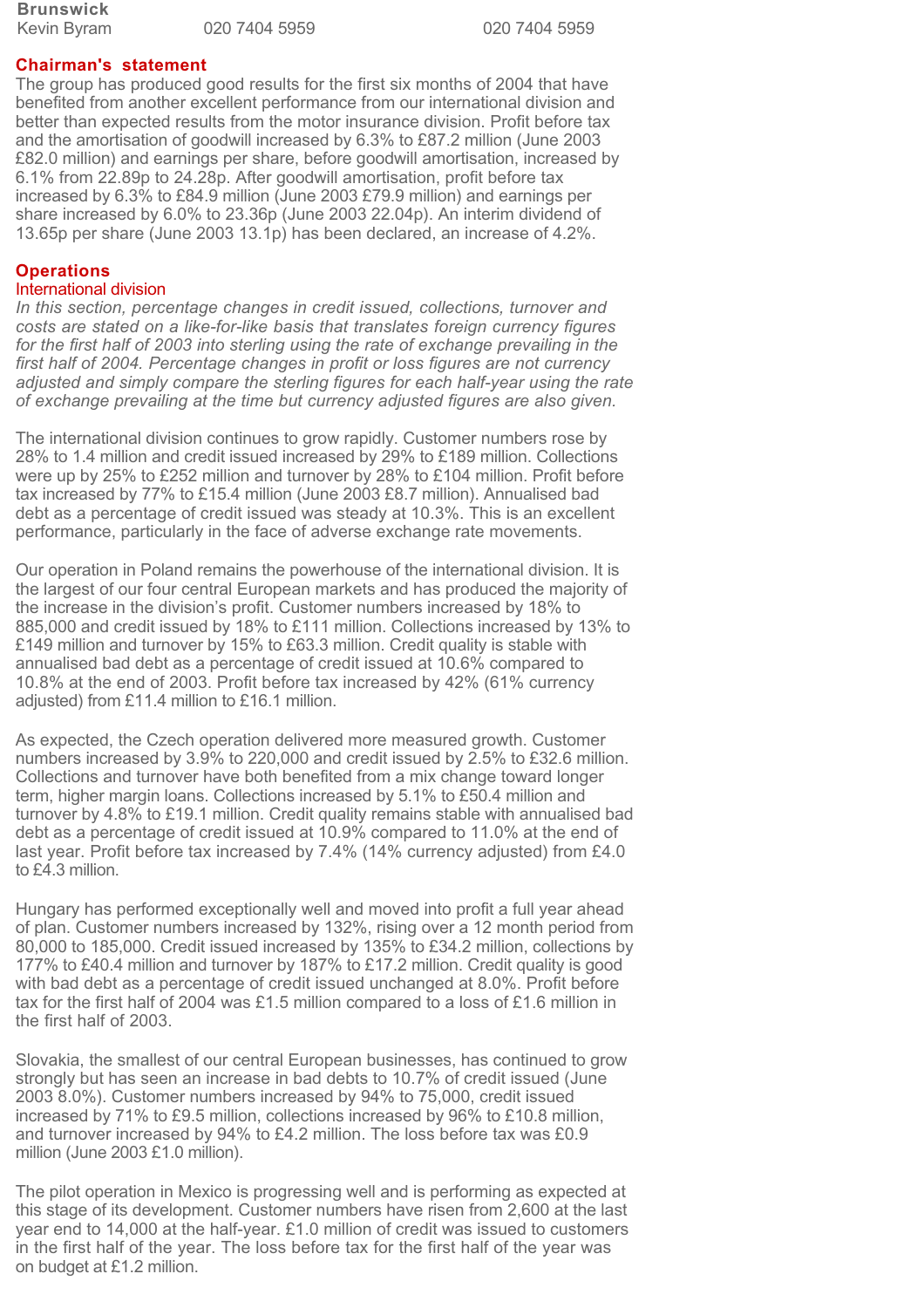**Brunswick**

| Kevin Byram | 020 7404 5959 | 020 7404 5959 |
|---|---|---|

## Chairman's statement

The group has produced good results for the first six months of 2004 that have benefited from another excellent performance from our international division and better than expected results from the motor insurance division. Profit before tax and the amortisation of goodwill increased by 6.3% to £87.2 million (June 2003 £82.0 million) and earnings per share, before goodwill amortisation, increased by 6.1% from 22.89p to 24.28p. After goodwill amortisation, profit before tax increased by 6.3% to £84.9 million (June 2003 £79.9 million) and earnings per share increased by 6.0% to 23.36p (June 2003 22.04p). An interim dividend of 13.65p per share (June 2003 13.1p) has been declared, an increase of 4.2%.

## Operations

### International division

*In this section, percentage changes in credit issued, collections, turnover and costs are stated on a like-for-like basis that translates foreign currency figures for the first half of 2003 into sterling using the rate of exchange prevailing in the first half of 2004. Percentage changes in profit or loss figures are not currency adjusted and simply compare the sterling figures for each half-year using the rate of exchange prevailing at the time but currency adjusted figures are also given.*

The international division continues to grow rapidly. Customer numbers rose by 28% to 1.4 million and credit issued increased by 29% to £189 million. Collections were up by 25% to £252 million and turnover by 28% to £104 million. Profit before tax increased by 77% to £15.4 million (June 2003 £8.7 million). Annualised bad debt as a percentage of credit issued was steady at 10.3%. This is an excellent performance, particularly in the face of adverse exchange rate movements.

Our operation in Poland remains the powerhouse of the international division. It is the largest of our four central European markets and has produced the majority of the increase in the division's profit. Customer numbers increased by 18% to 885,000 and credit issued by 18% to £111 million. Collections increased by 13% to £149 million and turnover by 15% to £63.3 million. Credit quality is stable with annualised bad debt as a percentage of credit issued at 10.6% compared to 10.8% at the end of 2003. Profit before tax increased by 42% (61% currency adjusted) from £11.4 million to £16.1 million.

As expected, the Czech operation delivered more measured growth. Customer numbers increased by 3.9% to 220,000 and credit issued by 2.5% to £32.6 million. Collections and turnover have both benefited from a mix change toward longer term, higher margin loans. Collections increased by 5.1% to £50.4 million and turnover by 4.8% to £19.1 million. Credit quality remains stable with annualised bad debt as a percentage of credit issued at 10.9% compared to 11.0% at the end of last year. Profit before tax increased by 7.4% (14% currency adjusted) from £4.0 to £4.3 million.

Hungary has performed exceptionally well and moved into profit a full year ahead of plan. Customer numbers increased by 132%, rising over a 12 month period from 80,000 to 185,000. Credit issued increased by 135% to £34.2 million, collections by 177% to £40.4 million and turnover by 187% to £17.2 million. Credit quality is good with bad debt as a percentage of credit issued unchanged at 8.0%. Profit before tax for the first half of 2004 was £1.5 million compared to a loss of £1.6 million in the first half of 2003.

Slovakia, the smallest of our central European businesses, has continued to grow strongly but has seen an increase in bad debts to 10.7% of credit issued (June 2003 8.0%). Customer numbers increased by 94% to 75,000, credit issued increased by 71% to £9.5 million, collections increased by 96% to £10.8 million, and turnover increased by 94% to £4.2 million. The loss before tax was £0.9 million (June 2003 £1.0 million).

The pilot operation in Mexico is progressing well and is performing as expected at this stage of its development. Customer numbers have risen from 2,600 at the last year end to 14,000 at the half-year. £1.0 million of credit was issued to customers in the first half of the year. The loss before tax for the first half of the year was on budget at £1.2 million.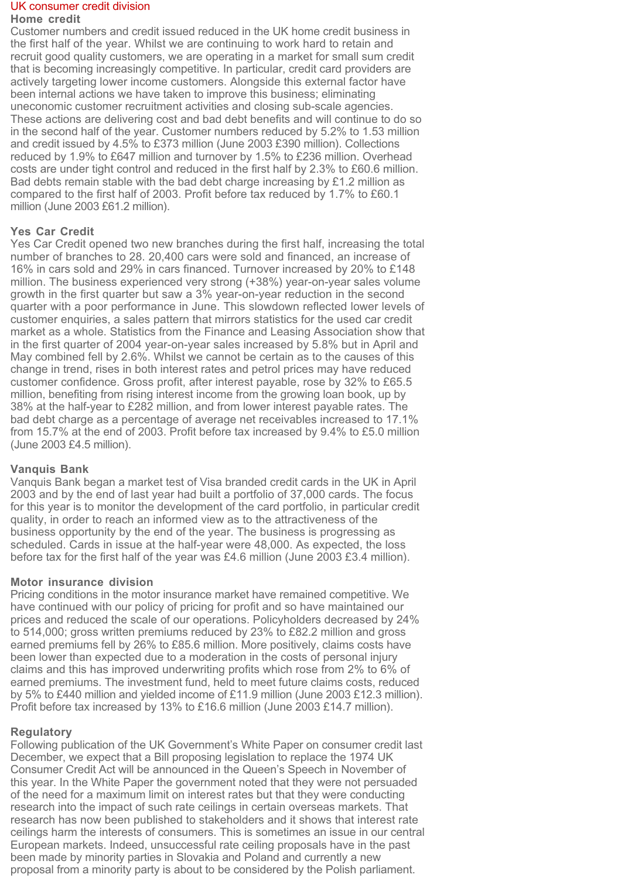## UK consumer credit division

### Home credit

Customer numbers and credit issued reduced in the UK home credit business in the first half of the year. Whilst we are continuing to work hard to retain and recruit good quality customers, we are operating in a market for small sum credit that is becoming increasingly competitive. In particular, credit card providers are actively targeting lower income customers. Alongside this external factor have been internal actions we have taken to improve this business; eliminating uneconomic customer recruitment activities and closing sub-scale agencies. These actions are delivering cost and bad debt benefits and will continue to do so in the second half of the year. Customer numbers reduced by 5.2% to 1.53 million and credit issued by 4.5% to £373 million (June 2003 £390 million). Collections reduced by 1.9% to £647 million and turnover by 1.5% to £236 million. Overhead costs are under tight control and reduced in the first half by 2.3% to £60.6 million. Bad debts remain stable with the bad debt charge increasing by £1.2 million as compared to the first half of 2003. Profit before tax reduced by 1.7% to £60.1 million (June 2003 £61.2 million).

### Yes Car Credit

Yes Car Credit opened two new branches during the first half, increasing the total number of branches to 28. 20,400 cars were sold and financed, an increase of 16% in cars sold and 29% in cars financed. Turnover increased by 20% to £148 million. The business experienced very strong (+38%) year-on-year sales volume growth in the first quarter but saw a 3% year-on-year reduction in the second quarter with a poor performance in June. This slowdown reflected lower levels of customer enquiries, a sales pattern that mirrors statistics for the used car credit market as a whole. Statistics from the Finance and Leasing Association show that in the first quarter of 2004 year-on-year sales increased by 5.8% but in April and May combined fell by 2.6%. Whilst we cannot be certain as to the causes of this change in trend, rises in both interest rates and petrol prices may have reduced customer confidence. Gross profit, after interest payable, rose by 32% to £65.5 million, benefiting from rising interest income from the growing loan book, up by 38% at the half-year to £282 million, and from lower interest payable rates. The bad debt charge as a percentage of average net receivables increased to 17.1% from 15.7% at the end of 2003. Profit before tax increased by 9.4% to £5.0 million (June 2003 £4.5 million).

### Vanquis Bank

Vanquis Bank began a market test of Visa branded credit cards in the UK in April 2003 and by the end of last year had built a portfolio of 37,000 cards. The focus for this year is to monitor the development of the card portfolio, in particular credit quality, in order to reach an informed view as to the attractiveness of the business opportunity by the end of the year. The business is progressing as scheduled. Cards in issue at the half-year was 48,000. As expected, the loss before tax for the first half of the year was £4.6 million (June 2003 £3.4 million).

### Motor insurance division

Pricing conditions in the motor insurance market have remained competitive. We have continued with our policy of pricing for profit and so have maintained our prices and reduced the scale of our operations. Policyholders decreased by 24% to 514,000; gross written premiums reduced by 23% to £82.2 million and gross earned premiums fell by 26% to £85.6 million. More positively, claims costs have been lower than expected due to a moderation in the costs of personal injury claims and this has improved underwriting profits which rose from 2% to 6% of earned premiums. The investment fund, held to meet future claims costs, reduced by 5% to £440 million and yielded income of £11.9 million (June 2003 £12.3 million). Profit before tax increased by 13% to £16.6 million (June 2003 £14.7 million).

### Regulatory

Following publication of the UK Government's White Paper on consumer credit last December, we expect that a Bill proposing legislation to replace the 1974 UK Consumer Credit Act will be announced in the Queen's Speech in November of this year. In the White Paper the government noted that they were not persuaded of the need for a maximum limit on interest rates but that they were conducting research into the impact of such rate ceilings in certain overseas markets. That research has now been published to stakeholders and it shows that interest rate ceilings harm the interests of consumers. This is sometimes an issue in our central European markets. Indeed, unsuccessful rate ceiling proposals have in the past been made by minority parties in Slovakia and Poland and currently a new proposal from a minority party is about to be considered by the Polish parliament.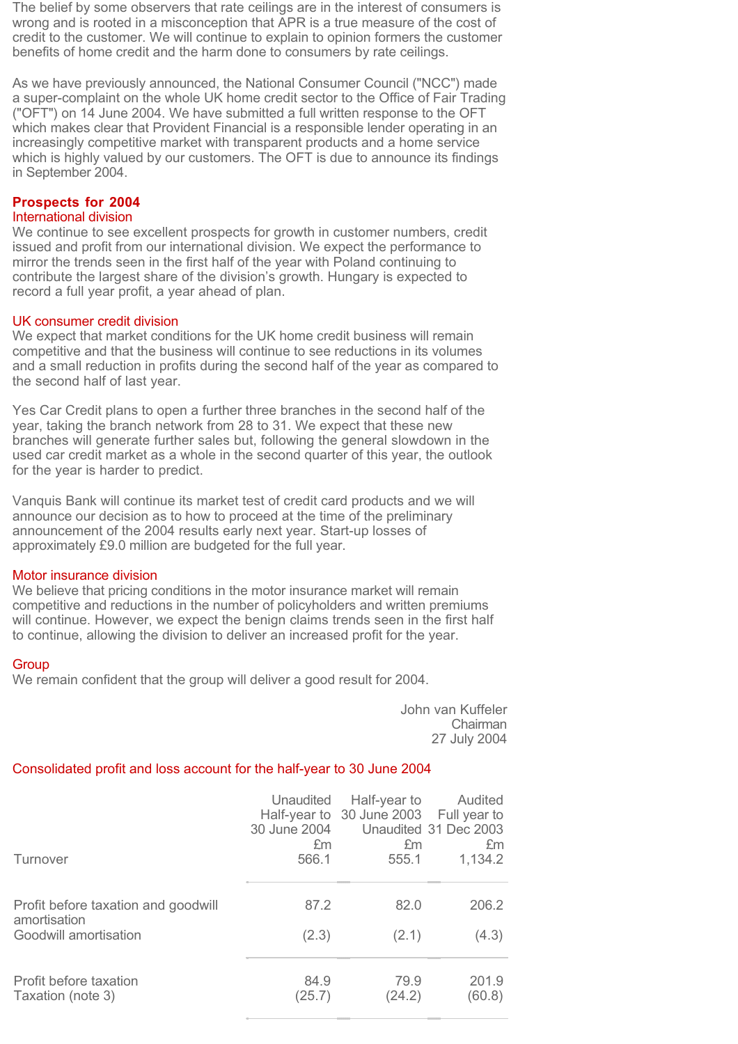The belief by some observers that rate ceilings are in the interest of consumers is wrong and is rooted in a misconception that APR is a true measure of the cost of credit to the customer. We will continue to explain to opinion formers the customer benefits of home credit and the harm done to consumers by rate ceilings.

As we have previously announced, the National Consumer Council ("NCC") made a super-complaint on the whole UK home credit sector to the Office of Fair Trading ("OFT") on 14 June 2004. We have submitted a full written response to the OFT which makes clear that Provident Financial is a responsible lender operating in an increasingly competitive market with transparent products and a home service which is highly valued by our customers. The OFT is due to announce its findings in September 2004.

## Prospects for 2004

### International division

We continue to see excellent prospects for growth in customer numbers, credit issued and profit from our international division. We expect the performance to mirror the trends seen in the first half of the year with Poland continuing to contribute the largest share of the division's growth. Hungary is expected to record a full year profit, a year ahead of plan.

### UK consumer credit division

We expect that market conditions for the UK home credit business will remain competitive and that the business will continue to see reductions in its volumes and a small reduction in profits during the second half of the year as compared to the second half of last year.

Yes Car Credit plans to open a further three branches in the second half of the year, taking the branch network from 28 to 31. We expect that these new branches will generate further sales but, following the general slowdown in the used car credit market as a whole in the second quarter of this year, the outlook for the year is harder to predict.

Vanquis Bank will continue its market test of credit card products and we will announce our decision as to how to proceed at the time of the preliminary announcement of the 2004 results early next year. Start-up losses of approximately £9.0 million are budgeted for the full year.

### Motor insurance division

We believe that pricing conditions in the motor insurance market will remain competitive and reductions in the number of policyholders and written premiums will continue. However, we expect the benign claims trends seen in the first half to continue, allowing the division to deliver an increased profit for the year.

### Group

We remain confident that the group will deliver a good result for 2004.

John van Kuffeler
Chairman
27 July 2004

## Consolidated profit and loss account for the half-year to 30 June 2004

| | Unaudited Half-year to 30 June 2004 £m | Half-year to 30 June 2003 Unaudited £m | Audited Full year to 31 Dec 2003 £m |
|---|---|---|---|
| Turnover | 566.1 | 555.1 | 1,134.2 |
| Profit before taxation and goodwill amortisation | 87.2 | 82.0 | 206.2 |
| Goodwill amortisation | (2.3) | (2.1) | (4.3) |
| Profit before taxation | 84.9 | 79.9 | 201.9 |
| Taxation (note 3) | (25.7) | (24.2) | (60.8) |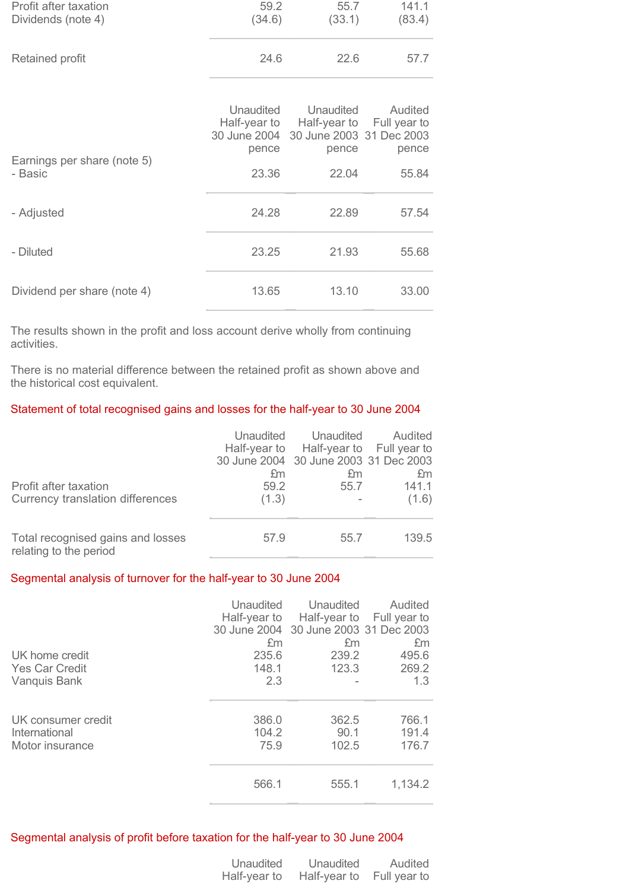| | | | |
|---|---|---|---|
| Profit after taxation | 59.2 | 55.7 | 141.1 |
| Dividends (note 4) | (34.6) | (33.1) | (83.4) |
| Retained profit | 24.6 | 22.6 | 57.7 |

| | Unaudited Half-year to 30 June 2004 pence | Unaudited Half-year to 30 June 2003 pence | Audited Full year to 31 Dec 2003 pence |
|---|---|---|---|
| Earnings per share (note 5) | | | |
| - Basic | 23.36 | 22.04 | 55.84 |
| - Adjusted | 24.28 | 22.89 | 57.54 |
| - Diluted | 23.25 | 21.93 | 55.68 |
| Dividend per share (note 4) | 13.65 | 13.10 | 33.00 |

The results shown in the profit and loss account derive wholly from continuing activities.

There is no material difference between the retained profit as shown above and the historical cost equivalent.

## Statement of total recognised gains and losses for the half-year to 30 June 2004

| | Unaudited Half-year to 30 June 2004 £m | Unaudited Half-year to 30 June 2003 £m | Audited Full year to 31 Dec 2003 £m |
|---|---|---|---|
| Profit after taxation | 59.2 | 55.7 | 141.1 |
| Currency translation differences | (1.3) | - | (1.6) |
| Total recognised gains and losses relating to the period | 57.9 | 55.7 | 139.5 |

## Segmental analysis of turnover for the half-year to 30 June 2004

| | Unaudited Half-year to 30 June 2004 £m | Unaudited Half-year to 30 June 2003 £m | Audited Full year to 31 Dec 2003 £m |
|---|---|---|---|
| UK home credit | 235.6 | 239.2 | 495.6 |
| Yes Car Credit | 148.1 | 123.3 | 269.2 |
| Vanquis Bank | 2.3 | - | 1.3 |
| UK consumer credit | 386.0 | 362.5 | 766.1 |
| International | 104.2 | 90.1 | 191.4 |
| Motor insurance | 75.9 | 102.5 | 176.7 |
| | 566.1 | 555.1 | 1,134.2 |

## Segmental analysis of profit before taxation for the half-year to 30 June 2004

| Unaudited Half-year to | Unaudited Half-year to | Audited Full year to |
|---|---|---|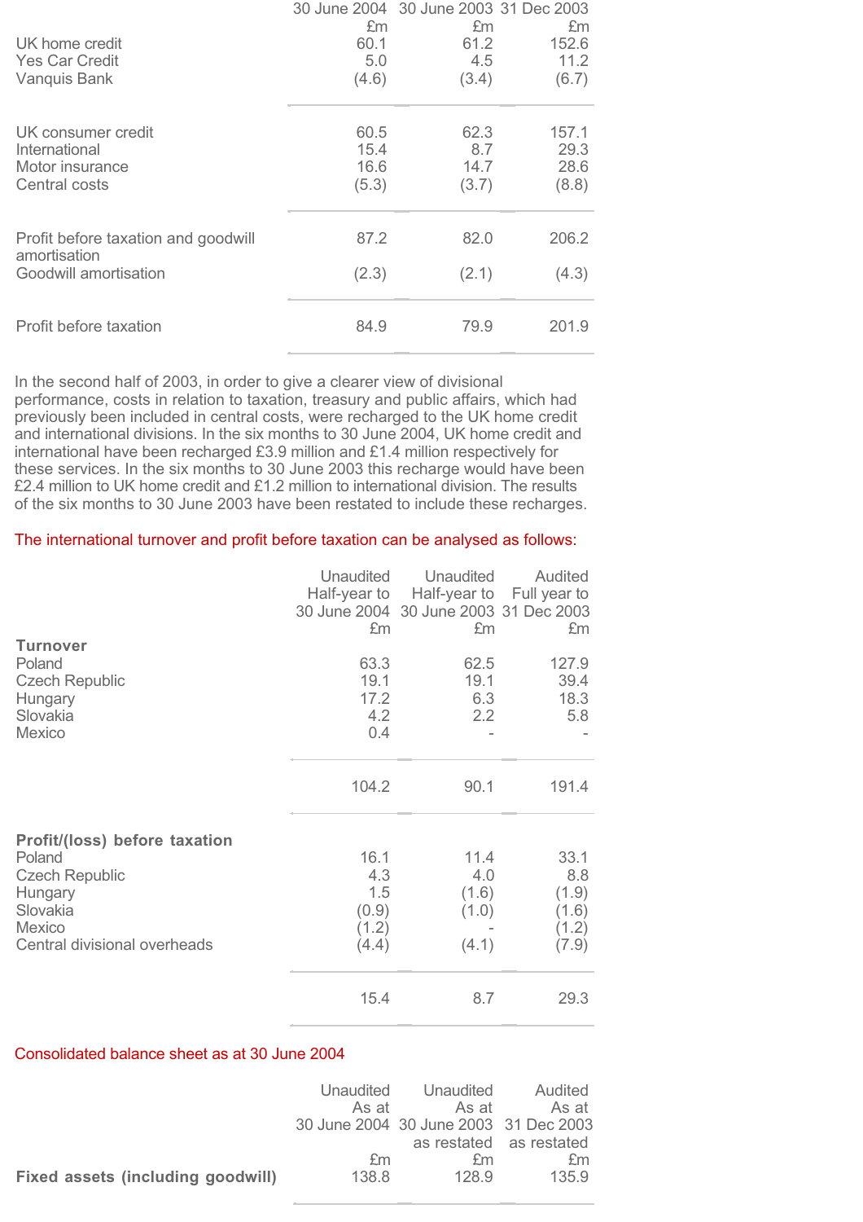| | 30 June 2004 £m | 30 June 2003 £m | 31 Dec 2003 £m |
|---|---|---|---|
| UK home credit | 60.1 | 61.2 | 152.6 |
| Yes Car Credit | 5.0 | 4.5 | 11.2 |
| Vanquis Bank | (4.6) | (3.4) | (6.7) |
| UK consumer credit | 60.5 | 62.3 | 157.1 |
| International | 15.4 | 8.7 | 29.3 |
| Motor insurance | 16.6 | 14.7 | 28.6 |
| Central costs | (5.3) | (3.7) | (8.8) |
| Profit before taxation and goodwill amortisation | 87.2 | 82.0 | 206.2 |
| Goodwill amortisation | (2.3) | (2.1) | (4.3) |
| Profit before taxation | 84.9 | 79.9 | 201.9 |

In the second half of 2003, in order to give a clearer view of divisional performance, costs in relation to taxation, treasury and public affairs, which had previously been included in central costs, were recharged to the UK home credit and international divisions. In the six months to 30 June 2004, UK home credit and international have been recharged £3.9 million and £1.4 million respectively for these services. In the six months to 30 June 2003 this recharge would have been £2.4 million to UK home credit and £1.2 million to international division. The results of the six months to 30 June 2003 have been restated to include these recharges.

The international turnover and profit before taxation can be analysed as follows:

| | Unaudited Half-year to 30 June 2004 £m | Unaudited Half-year to 30 June 2003 £m | Audited Full year to 31 Dec 2003 £m |
|---|---|---|---|
| **Turnover** | | | |
| Poland | 63.3 | 62.5 | 127.9 |
| Czech Republic | 19.1 | 19.1 | 39.4 |
| Hungary | 17.2 | 6.3 | 18.3 |
| Slovakia | 4.2 | 2.2 | 5.8 |
| Mexico | 0.4 | - | - |
| | 104.2 | 90.1 | 191.4 |
| **Profit/(loss) before taxation** | | | |
| Poland | 16.1 | 11.4 | 33.1 |
| Czech Republic | 4.3 | 4.0 | 8.8 |
| Hungary | 1.5 | (1.6) | (1.9) |
| Slovakia | (0.9) | (1.0) | (1.6) |
| Mexico | (1.2) | - | (1.2) |
| Central divisional overheads | (4.4) | (4.1) | (7.9) |
| | 15.4 | 8.7 | 29.3 |

Consolidated balance sheet as at 30 June 2004

| | Unaudited As at 30 June 2004 £m | Unaudited As at 30 June 2003 as restated £m | Audited As at 31 Dec 2003 as restated £m |
|---|---|---|---|
| **Fixed assets (including goodwill)** | 138.8 | 128.9 | 135.9 |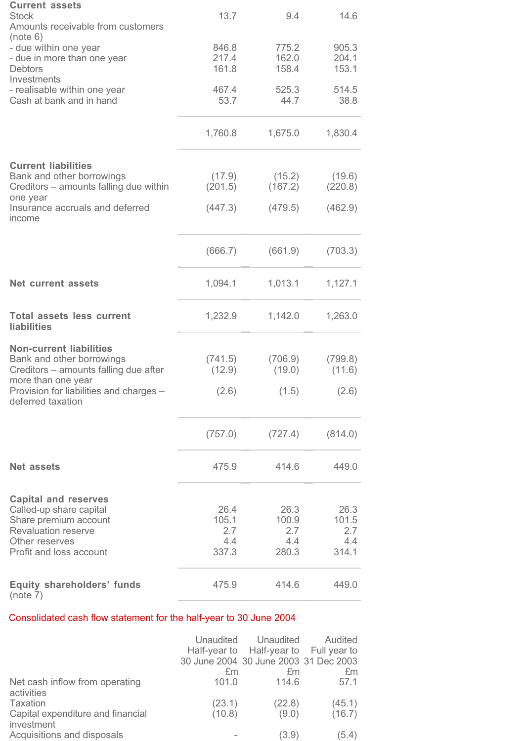| | | | |
|---|---|---|---|
| **Current assets** | | | |
| Stock | 13.7 | 9.4 | 14.6 |
| Amounts receivable from customers (note 6) | | | |
| - due within one year | 846.8 | 775.2 | 905.3 |
| - due in more than one year | 217.4 | 162.0 | 204.1 |
| Debtors | 161.8 | 158.4 | 153.1 |
| Investments | | | |
| - realisable within one year | 467.4 | 525.3 | 514.5 |
| Cash at bank and in hand | 53.7 | 44.7 | 38.8 |
| | 1,760.8 | 1,675.0 | 1,830.4 |
| **Current liabilities** | | | |
| Bank and other borrowings | (17.9) | (15.2) | (19.6) |
| Creditors – amounts falling due within one year | (201.5) | (167.2) | (220.8) |
| Insurance accruals and deferred income | (447.3) | (479.5) | (462.9) |
| | (666.7) | (661.9) | (703.3) |
| **Net current assets** | 1,094.1 | 1,013.1 | 1,127.1 |
| **Total assets less current liabilities** | 1,232.9 | 1,142.0 | 1,263.0 |
| **Non-current liabilities** | | | |
| Bank and other borrowings | (741.5) | (706.9) | (799.8) |
| Creditors – amounts falling due after more than one year | (12.9) | (19.0) | (11.6) |
| Provision for liabilities and charges – deferred taxation | (2.6) | (1.5) | (2.6) |
| | (757.0) | (727.4) | (814.0) |
| **Net assets** | 475.9 | 414.6 | 449.0 |
| **Capital and reserves** | | | |
| Called-up share capital | 26.4 | 26.3 | 26.3 |
| Share premium account | 105.1 | 100.9 | 101.5 |
| Revaluation reserve | 2.7 | 2.7 | 2.7 |
| Other reserves | 4.4 | 4.4 | 4.4 |
| Profit and loss account | 337.3 | 280.3 | 314.1 |
| **Equity shareholders' funds** (note 7) | 475.9 | 414.6 | 449.0 |

## Consolidated cash flow statement for the half-year to 30 June 2004

| | Unaudited Half-year to 30 June 2004 £m | Unaudited Half-year to 30 June 2003 £m | Audited Full year to 31 Dec 2003 £m |
|---|---|---|---|
| Net cash inflow from operating activities | 101.0 | 114.6 | 57.1 |
| Taxation | (23.1) | (22.8) | (45.1) |
| Capital expenditure and financial investment | (10.8) | (9.0) | (16.7) |
| Acquisitions and disposals | - | (3.9) | (5.4) |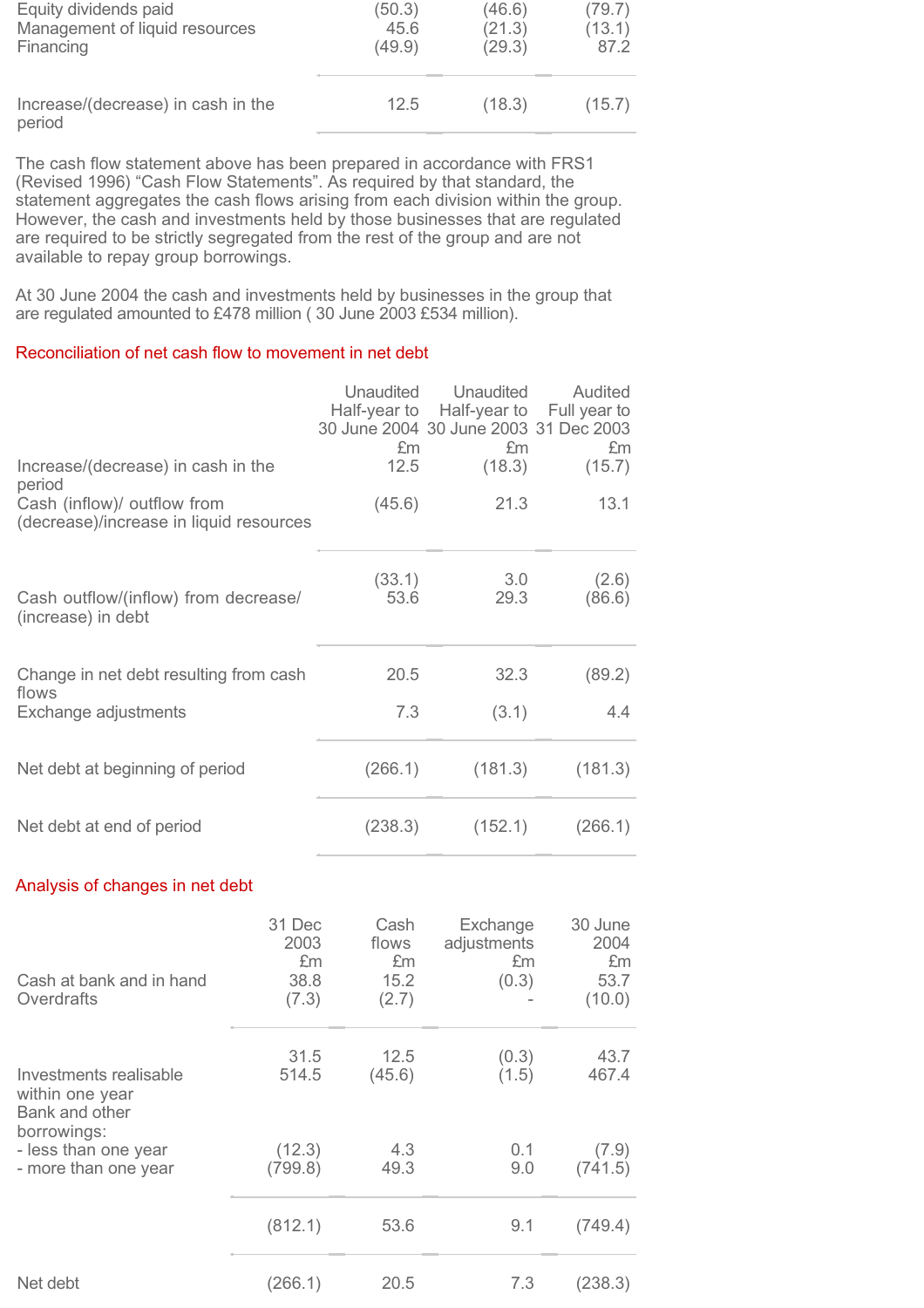| | | | |
|---|---|---|---|
| Equity dividends paid | (50.3) | (46.6) | (79.7) |
| Management of liquid resources | 45.6 | (21.3) | (13.1) |
| Financing | (49.9) | (29.3) | 87.2 |
| Increase/(decrease) in cash in the period | 12.5 | (18.3) | (15.7) |

The cash flow statement above has been prepared in accordance with FRS1 (Revised 1996) "Cash Flow Statements". As required by that standard, the statement aggregates the cash flows arising from each division within the group. However, the cash and investments held by those businesses that are regulated are required to be strictly segregated from the rest of the group and are not available to repay group borrowings.

At 30 June 2004 the cash and investments held by businesses in the group that are regulated amounted to £478 million ( 30 June 2003 £534 million).

## Reconciliation of net cash flow to movement in net debt

| | Unaudited Half-year to 30 June 2004 £m | Unaudited Half-year to 30 June 2003 £m | Audited Full year to 31 Dec 2003 £m |
|---|---|---|---|
| Increase/(decrease) in cash in the period | 12.5 | (18.3) | (15.7) |
| Cash (inflow)/ outflow from (decrease)/increase in liquid resources | (45.6) | 21.3 | 13.1 |
| | (33.1) | 3.0 | (2.6) |
| Cash outflow/(inflow) from decrease/ (increase) in debt | 53.6 | 29.3 | (86.6) |
| Change in net debt resulting from cash flows | 20.5 | 32.3 | (89.2) |
| Exchange adjustments | 7.3 | (3.1) | 4.4 |
| Net debt at beginning of period | (266.1) | (181.3) | (181.3) |
| Net debt at end of period | (238.3) | (152.1) | (266.1) |

## Analysis of changes in net debt

| | 31 Dec 2003 £m | Cash flows £m | Exchange adjustments £m | 30 June 2004 £m |
|---|---|---|---|---|
| Cash at bank and in hand | 38.8 | 15.2 | (0.3) | 53.7 |
| Overdrafts | (7.3) | (2.7) | - | (10.0) |
| | 31.5 | 12.5 | (0.3) | 43.7 |
| Investments realisable within one year | 514.5 | (45.6) | (1.5) | 467.4 |
| Bank and other borrowings: | | | | |
| - less than one year | (12.3) | 4.3 | 0.1 | (7.9) |
| - more than one year | (799.8) | 49.3 | 9.0 | (741.5) |
| | (812.1) | 53.6 | 9.1 | (749.4) |
| Net debt | (266.1) | 20.5 | 7.3 | (238.3) |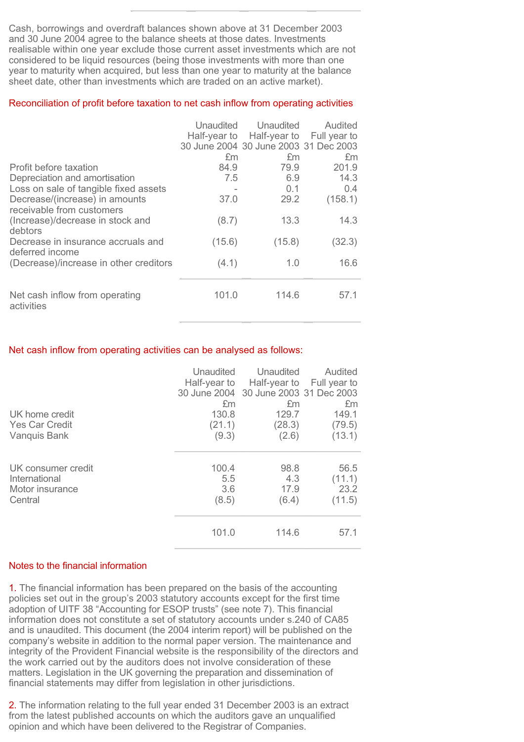Cash, borrowings and overdraft balances shown above at 31 December 2003 and 30 June 2004 agree to the balance sheets at those dates. Investments realisable within one year exclude those current asset investments which are not considered to be liquid resources (being those investments with more than one year to maturity when acquired, but less than one year to maturity at the balance sheet date, other than investments which are traded on an active market).

## Reconciliation of profit before taxation to net cash inflow from operating activities

| | Unaudited Half-year to 30 June 2004 £m | Unaudited Half-year to 30 June 2003 £m | Audited Full year to 31 Dec 2003 £m |
|---|---|---|---|
| Profit before taxation | 84.9 | 79.9 | 201.9 |
| Depreciation and amortisation | 7.5 | 6.9 | 14.3 |
| Loss on sale of tangible fixed assets | - | 0.1 | 0.4 |
| Decrease/(increase) in amounts receivable from customers | 37.0 | 29.2 | (158.1) |
| (Increase)/decrease in stock and debtors | (8.7) | 13.3 | 14.3 |
| Decrease in insurance accruals and deferred income | (15.6) | (15.8) | (32.3) |
| (Decrease)/increase in other creditors | (4.1) | 1.0 | 16.6 |
| Net cash inflow from operating activities | 101.0 | 114.6 | 57.1 |

## Net cash inflow from operating activities can be analysed as follows:

| | Unaudited Half-year to 30 June 2004 £m | Unaudited Half-year to 30 June 2003 £m | Audited Full year to 31 Dec 2003 £m |
|---|---|---|---|
| UK home credit | 130.8 | 129.7 | 149.1 |
| Yes Car Credit | (21.1) | (28.3) | (79.5) |
| Vanquis Bank | (9.3) | (2.6) | (13.1) |
| UK consumer credit | 100.4 | 98.8 | 56.5 |
| International | 5.5 | 4.3 | (11.1) |
| Motor insurance | 3.6 | 17.9 | 23.2 |
| Central | (8.5) | (6.4) | (11.5) |
| | 101.0 | 114.6 | 57.1 |

## Notes to the financial information

1. The financial information has been prepared on the basis of the accounting policies set out in the group's 2003 statutory accounts except for the first time adoption of UITF 38 "Accounting for ESOP trusts" (see note 7). This financial information does not constitute a set of statutory accounts under s.240 of CA85 and is unaudited. This document (the 2004 interim report) will be published on the company's website in addition to the normal paper version. The maintenance and integrity of the Provident Financial website is the responsibility of the directors and the work carried out by the auditors does not involve consideration of these matters. Legislation in the UK governing the preparation and dissemination of financial statements may differ from legislation in other jurisdictions.

2. The information relating to the full year ended 31 December 2003 is an extract from the latest published accounts on which the auditors gave an unqualified opinion and which have been delivered to the Registrar of Companies.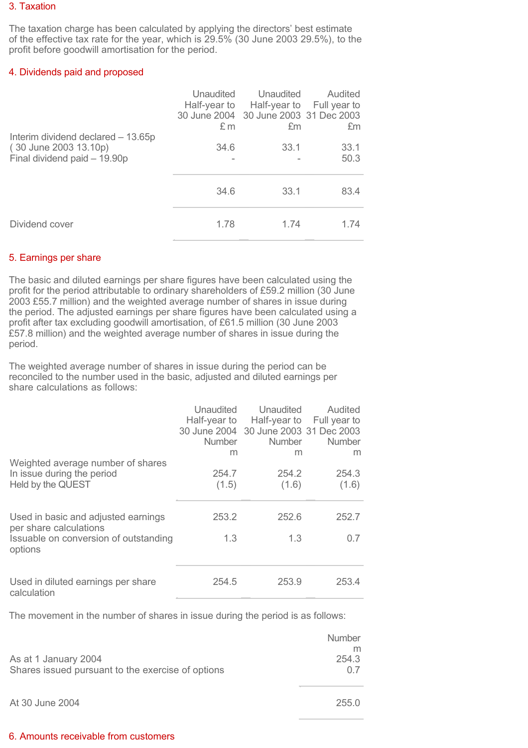## 3. Taxation

The taxation charge has been calculated by applying the directors' best estimate of the effective tax rate for the year, which is 29.5% (30 June 2003 29.5%), to the profit before goodwill amortisation for the period.

## 4. Dividends paid and proposed

| | Unaudited Half-year to 30 June 2004 £ m | Unaudited Half-year to 30 June 2003 £m | Audited Full year to 31 Dec 2003 £m |
|---|---|---|---|
| Interim dividend declared – 13.65p ( 30 June 2003 13.10p) | 34.6 | 33.1 | 33.1 |
| Final dividend paid – 19.90p | - | - | 50.3 |
| | 34.6 | 33.1 | 83.4 |
| Dividend cover | 1.78 | 1.74 | 1.74 |

## 5. Earnings per share

The basic and diluted earnings per share figures have been calculated using the profit for the period attributable to ordinary shareholders of £59.2 million (30 June 2003 £55.7 million) and the weighted average number of shares in issue during the period. The adjusted earnings per share figures have been calculated using a profit after tax excluding goodwill amortisation, of £61.5 million (30 June 2003 £57.8 million) and the weighted average number of shares in issue during the period.

The weighted average number of shares in issue during the period can be reconciled to the number used in the basic, adjusted and diluted earnings per share calculations as follows:

| | Unaudited Half-year to 30 June 2004 Number m | Unaudited Half-year to 30 June 2003 Number m | Audited Full year to 31 Dec 2003 Number m |
|---|---|---|---|
| Weighted average number of shares | | | |
| In issue during the period | 254.7 | 254.2 | 254.3 |
| Held by the QUEST | (1.5) | (1.6) | (1.6) |
| Used in basic and adjusted earnings per share calculations | 253.2 | 252.6 | 252.7 |
| Issuable on conversion of outstanding options | 1.3 | 1.3 | 0.7 |
| Used in diluted earnings per share calculation | 254.5 | 253.9 | 253.4 |

The movement in the number of shares in issue during the period is as follows:

| | Number m |
|---|---|
| As at 1 January 2004 | 254.3 |
| Shares issued pursuant to the exercise of options | 0.7 |
| At 30 June 2004 | 255.0 |

## 6. Amounts receivable from customers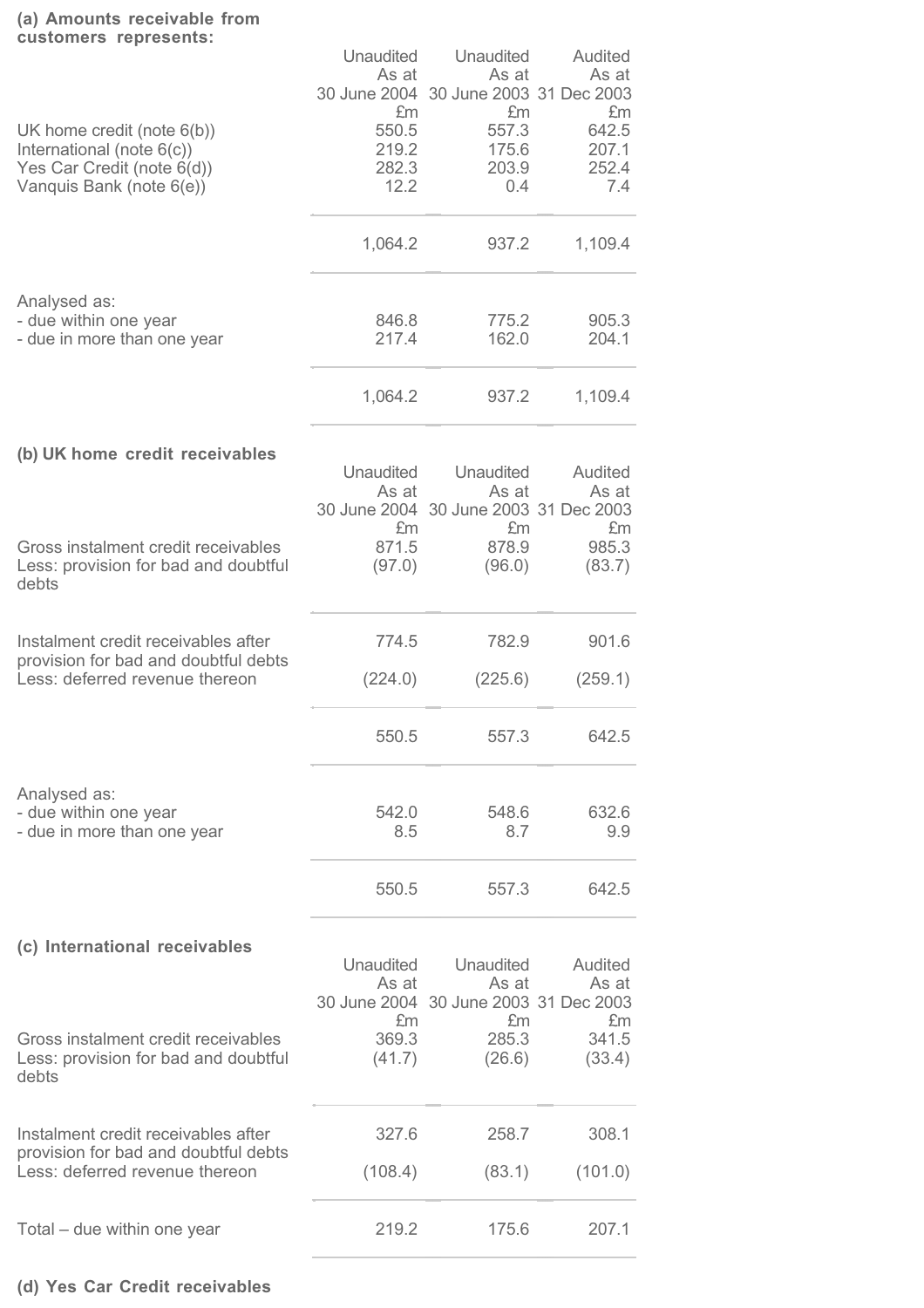**(a) Amounts receivable from customers represents:**

| | Unaudited As at 30 June 2004 £m | Unaudited As at 30 June 2003 £m | Audited As at 31 Dec 2003 £m |
|---|---|---|---|
| UK home credit (note 6(b)) | 550.5 | 557.3 | 642.5 |
| International (note 6(c)) | 219.2 | 175.6 | 207.1 |
| Yes Car Credit (note 6(d)) | 282.3 | 203.9 | 252.4 |
| Vanquis Bank (note 6(e)) | 12.2 | 0.4 | 7.4 |
| | 1,064.2 | 937.2 | 1,109.4 |
| Analysed as: | | | |
| - due within one year | 846.8 | 775.2 | 905.3 |
| - due in more than one year | 217.4 | 162.0 | 204.1 |
| | 1,064.2 | 937.2 | 1,109.4 |

**(b) UK home credit receivables**

| | Unaudited As at 30 June 2004 £m | Unaudited As at 30 June 2003 £m | Audited As at 31 Dec 2003 £m |
|---|---|---|---|
| Gross instalment credit receivables | 871.5 | 878.9 | 985.3 |
| Less: provision for bad and doubtful debts | (97.0) | (96.0) | (83.7) |
| Instalment credit receivables after provision for bad and doubtful debts | 774.5 | 782.9 | 901.6 |
| Less: deferred revenue thereon | (224.0) | (225.6) | (259.1) |
| | 550.5 | 557.3 | 642.5 |
| Analysed as: | | | |
| - due within one year | 542.0 | 548.6 | 632.6 |
| - due in more than one year | 8.5 | 8.7 | 9.9 |
| | 550.5 | 557.3 | 642.5 |

**(c) International receivables**

| | Unaudited As at 30 June 2004 £m | Unaudited As at 30 June 2003 £m | Audited As at 31 Dec 2003 £m |
|---|---|---|---|
| Gross instalment credit receivables | 369.3 | 285.3 | 341.5 |
| Less: provision for bad and doubtful debts | (41.7) | (26.6) | (33.4) |
| Instalment credit receivables after provision for bad and doubtful debts | 327.6 | 258.7 | 308.1 |
| Less: deferred revenue thereon | (108.4) | (83.1) | (101.0) |
| Total – due within one year | 219.2 | 175.6 | 207.1 |

**(d) Yes Car Credit receivables**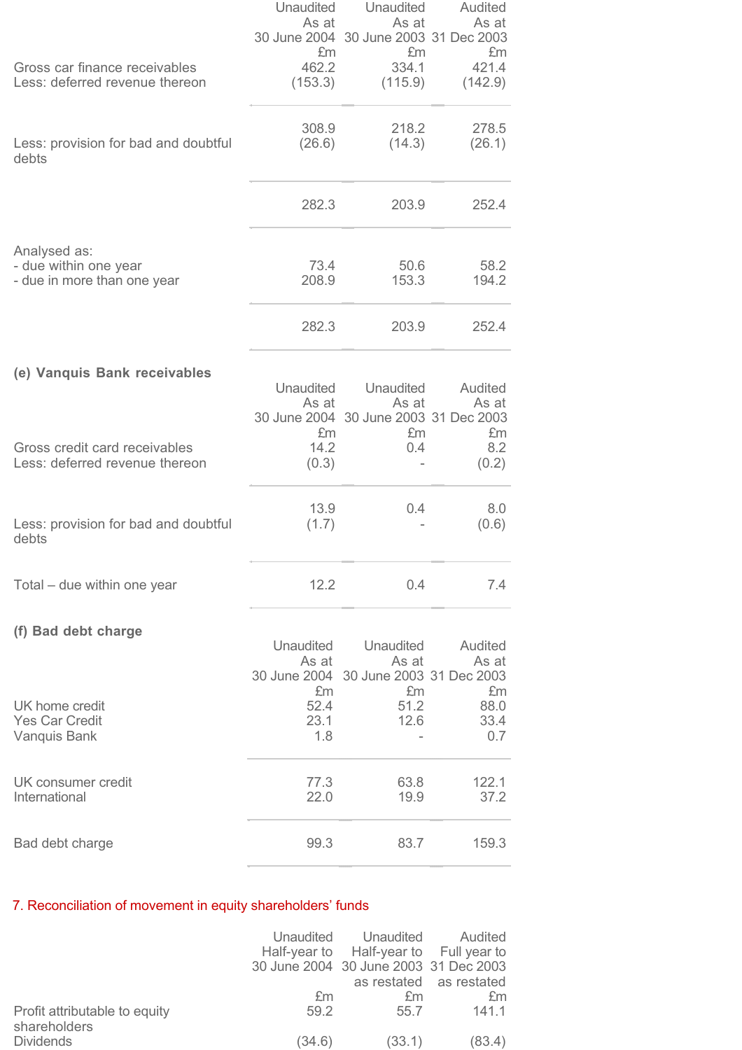| | Unaudited As at 30 June 2004 £m | Unaudited As at 30 June 2003 £m | Audited As at 31 Dec 2003 £m |
|---|---|---|---|
| Gross car finance receivables | 462.2 | 334.1 | 421.4 |
| Less: deferred revenue thereon | (153.3) | (115.9) | (142.9) |
| | 308.9 | 218.2 | 278.5 |
| Less: provision for bad and doubtful debts | (26.6) | (14.3) | (26.1) |
| | 282.3 | 203.9 | 252.4 |
| Analysed as: | | | |
| - due within one year | 73.4 | 50.6 | 58.2 |
| - due in more than one year | 208.9 | 153.3 | 194.2 |
| | 282.3 | 203.9 | 252.4 |

**(e) Vanquis Bank receivables**

| | Unaudited As at 30 June 2004 £m | Unaudited As at 30 June 2003 £m | Audited As at 31 Dec 2003 £m |
|---|---|---|---|
| Gross credit card receivables | 14.2 | 0.4 | 8.2 |
| Less: deferred revenue thereon | (0.3) | - | (0.2) |
| | 13.9 | 0.4 | 8.0 |
| Less: provision for bad and doubtful debts | (1.7) | - | (0.6) |
| Total – due within one year | 12.2 | 0.4 | 7.4 |

**(f) Bad debt charge**

| | Unaudited As at 30 June 2004 £m | Unaudited As at 30 June 2003 £m | Audited As at 31 Dec 2003 £m |
|---|---|---|---|
| UK home credit | 52.4 | 51.2 | 88.0 |
| Yes Car Credit | 23.1 | 12.6 | 33.4 |
| Vanquis Bank | 1.8 | - | 0.7 |
| UK consumer credit | 77.3 | 63.8 | 122.1 |
| International | 22.0 | 19.9 | 37.2 |
| Bad debt charge | 99.3 | 83.7 | 159.3 |

## 7. Reconciliation of movement in equity shareholders' funds

| | Unaudited Half-year to 30 June 2004 £m | Unaudited Half-year to 30 June 2003 as restated £m | Audited Full year to 31 Dec 2003 as restated £m |
|---|---|---|---|
| Profit attributable to equity shareholders | 59.2 | 55.7 | 141.1 |
| Dividends | (34.6) | (33.1) | (83.4) |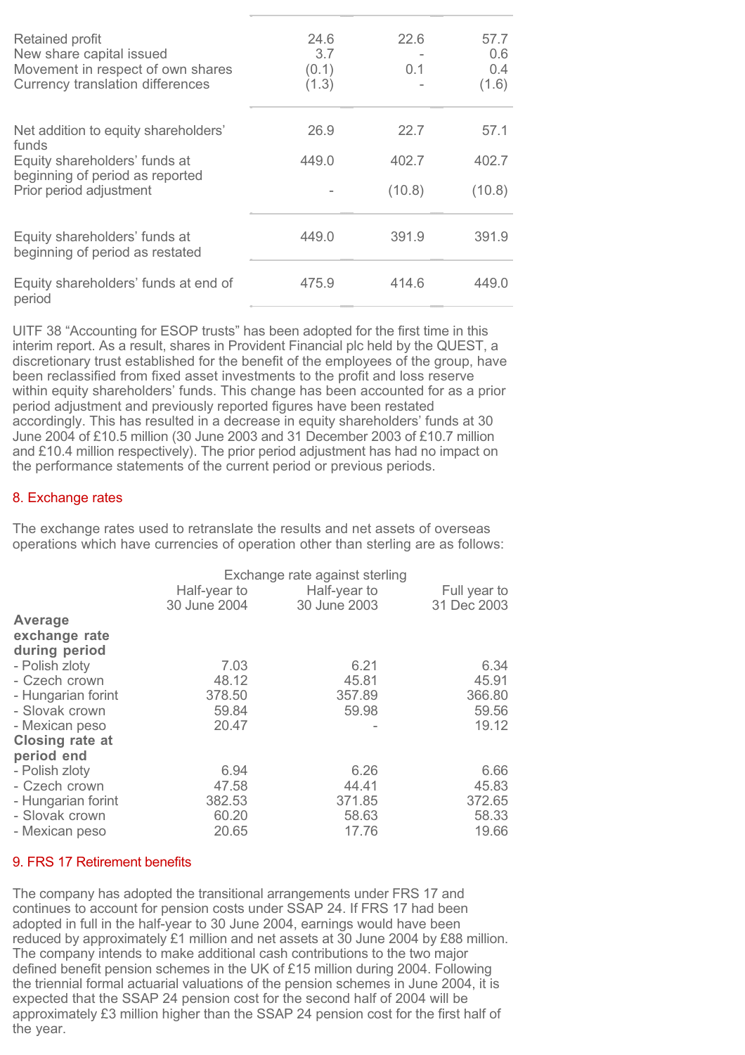| | | | |
|---|---|---|---|
| Retained profit | 24.6 | 22.6 | 57.7 |
| New share capital issued | 3.7 | - | 0.6 |
| Movement in respect of own shares | (0.1) | 0.1 | 0.4 |
| Currency translation differences | (1.3) | - | (1.6) |
| Net addition to equity shareholders' funds | 26.9 | 22.7 | 57.1 |
| Equity shareholders' funds at beginning of period as reported | 449.0 | 402.7 | 402.7 |
| Prior period adjustment | - | (10.8) | (10.8) |
| Equity shareholders' funds at beginning of period as restated | 449.0 | 391.9 | 391.9 |
| Equity shareholders' funds at end of period | 475.9 | 414.6 | 449.0 |

UITF 38 "Accounting for ESOP trusts" has been adopted for the first time in this interim report. As a result, shares in Provident Financial plc held by the QUEST, a discretionary trust established for the benefit of the employees of the group, have been reclassified from fixed asset investments to the profit and loss reserve within equity shareholders' funds. This change has been accounted for as a prior period adjustment and previously reported figures have been restated accordingly. This has resulted in a decrease in equity shareholders' funds at 30 June 2004 of £10.5 million (30 June 2003 and 31 December 2003 of £10.7 million and £10.4 million respectively). The prior period adjustment has had no impact on the performance statements of the current period or previous periods.

## 8. Exchange rates

The exchange rates used to retranslate the results and net assets of overseas operations which have currencies of operation other than sterling are as follows:

| | Exchange rate against sterling | | |
|---|---|---|---|
| | Half-year to 30 June 2004 | Half-year to 30 June 2003 | Full year to 31 Dec 2003 |
| **Average exchange rate during period** | | | |
| - Polish zloty | 7.03 | 6.21 | 6.34 |
| - Czech crown | 48.12 | 45.81 | 45.91 |
| - Hungarian forint | 378.50 | 357.89 | 366.80 |
| - Slovak crown | 59.84 | 59.98 | 59.56 |
| - Mexican peso | 20.47 | - | 19.12 |
| **Closing rate at period end** | | | |
| - Polish zloty | 6.94 | 6.26 | 6.66 |
| - Czech crown | 47.58 | 44.41 | 45.83 |
| - Hungarian forint | 382.53 | 371.85 | 372.65 |
| - Slovak crown | 60.20 | 58.63 | 58.33 |
| - Mexican peso | 20.65 | 17.76 | 19.66 |

## 9. FRS 17 Retirement benefits

The company has adopted the transitional arrangements under FRS 17 and continues to account for pension costs under SSAP 24. If FRS 17 had been adopted in full in the half-year to 30 June 2004, earnings would have been reduced by approximately £1 million and net assets at 30 June 2004 by £88 million. The company intends to make additional cash contributions to the two major defined benefit pension schemes in the UK of £15 million during 2004. Following the triennial formal actuarial valuations of the pension schemes in June 2004, it is expected that the SSAP 24 pension cost for the second half of 2004 will be approximately £3 million higher than the SSAP 24 pension cost for the first half of the year.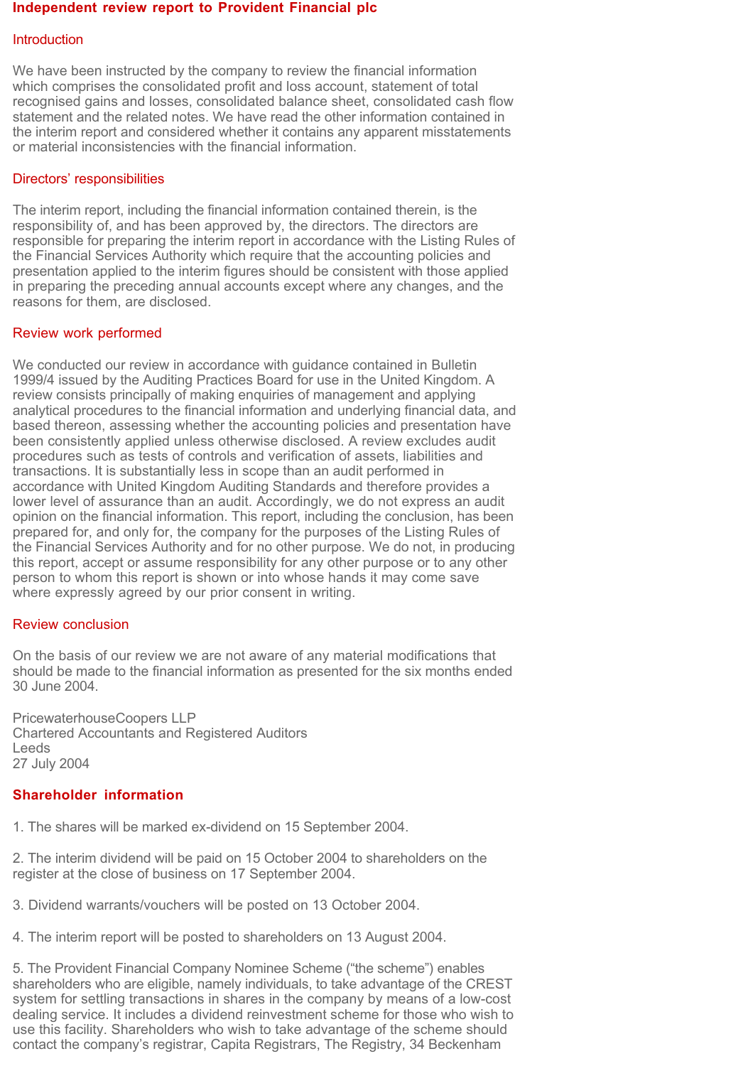## Independent review report to Provident Financial plc

### Introduction

We have been instructed by the company to review the financial information which comprises the consolidated profit and loss account, statement of total recognised gains and losses, consolidated balance sheet, consolidated cash flow statement and the related notes. We have read the other information contained in the interim report and considered whether it contains any apparent misstatements or material inconsistencies with the financial information.

### Directors' responsibilities

The interim report, including the financial information contained therein, is the responsibility of, and has been approved by, the directors. The directors are responsible for preparing the interim report in accordance with the Listing Rules of the Financial Services Authority which require that the accounting policies and presentation applied to the interim figures should be consistent with those applied in preparing the preceding annual accounts except where any changes, and the reasons for them, are disclosed.

### Review work performed

We conducted our review in accordance with guidance contained in Bulletin 1999/4 issued by the Auditing Practices Board for use in the United Kingdom. A review consists principally of making enquiries of management and applying analytical procedures to the financial information and underlying financial data, and based thereon, assessing whether the accounting policies and presentation have been consistently applied unless otherwise disclosed. A review excludes audit procedures such as tests of controls and verification of assets, liabilities and transactions. It is substantially less in scope than an audit performed in accordance with United Kingdom Auditing Standards and therefore provides a lower level of assurance than an audit. Accordingly, we do not express an audit opinion on the financial information. This report, including the conclusion, has been prepared for, and only for, the company for the purposes of the Listing Rules of the Financial Services Authority and for no other purpose. We do not, in producing this report, accept or assume responsibility for any other purpose or to any other person to whom this report is shown or into whose hands it may come save where expressly agreed by our prior consent in writing.

### Review conclusion

On the basis of our review we are not aware of any material modifications that should be made to the financial information as presented for the six months ended 30 June 2004.

PricewaterhouseCoopers LLP
Chartered Accountants and Registered Auditors
Leeds
27 July 2004

## Shareholder information

1. The shares will be marked ex-dividend on 15 September 2004.

2. The interim dividend will be paid on 15 October 2004 to shareholders on the register at the close of business on 17 September 2004.

3. Dividend warrants/vouchers will be posted on 13 October 2004.

4. The interim report will be posted to shareholders on 13 August 2004.

5. The Provident Financial Company Nominee Scheme ("the scheme") enables shareholders who are eligible, namely individuals, to take advantage of the CREST system for settling transactions in shares in the company by means of a low-cost dealing service. It includes a dividend reinvestment scheme for those who wish to use this facility. Shareholders who wish to take advantage of the scheme should contact the company's registrar, Capita Registrars, The Registry, 34 Beckenham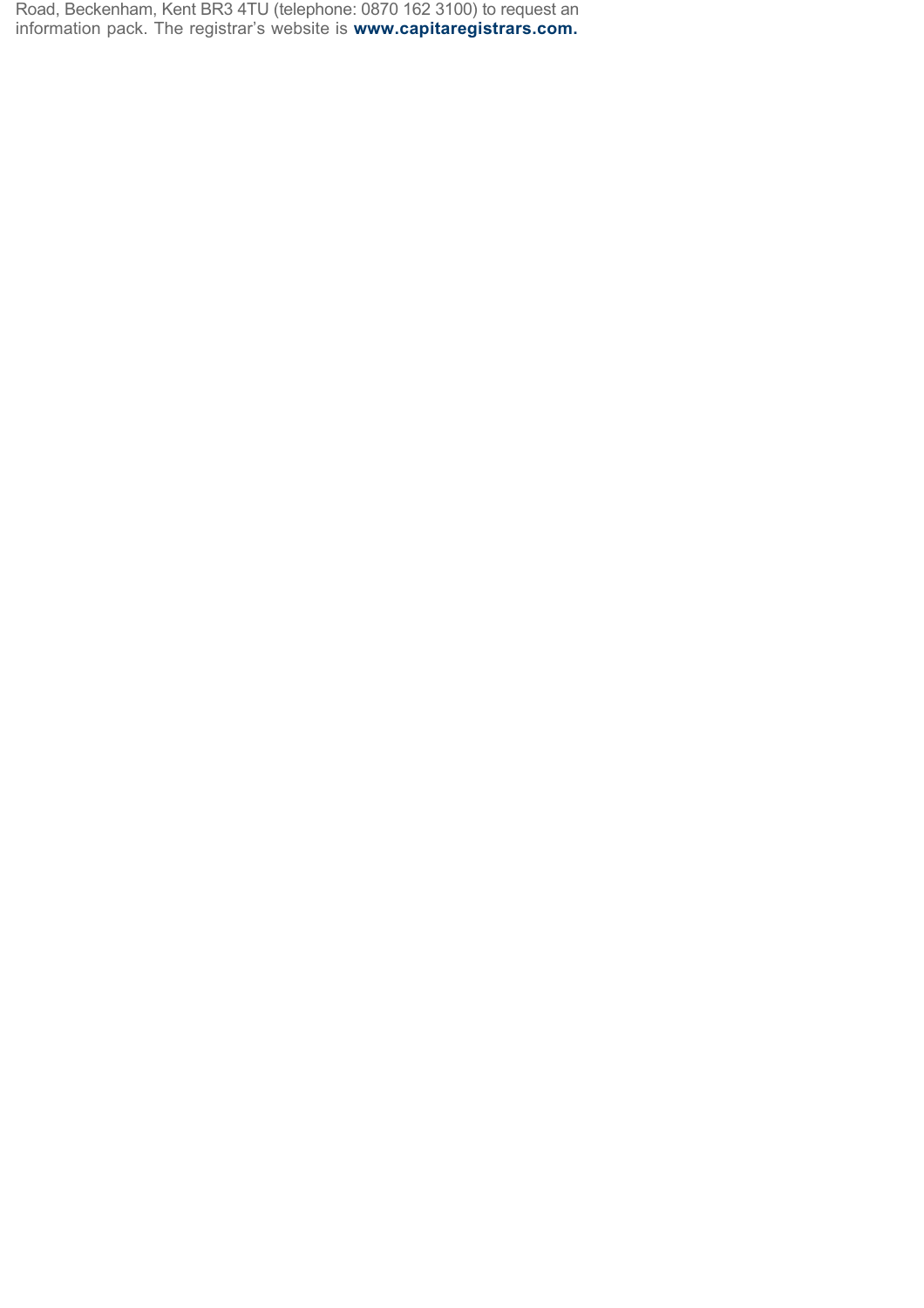Road, Beckenham, Kent BR3 4TU (telephone: 0870 162 3100) to request an information pack. The registrar's website is **www.capitaregistrars.com.**